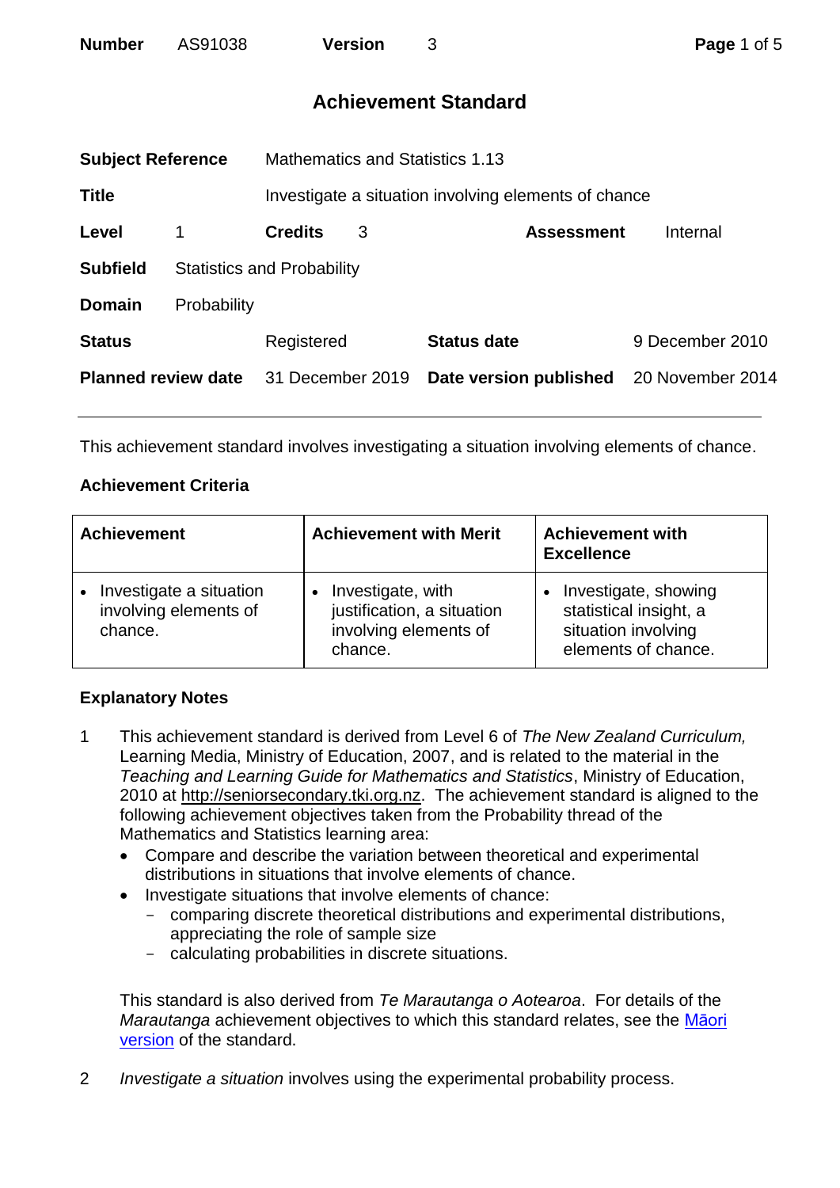| **Number** | AS91038 | **Version** | 3 |
|---|---|---|---|

# Achievement Standard

| | | | |
|---|---|---|---|
| **Subject Reference** | Mathematics and Statistics 1.13 | | |
| **Title** | Investigate a situation involving elements of chance | | |
| **Level** | 1 | **Credits** 3 | **Assessment** Internal |
| **Subfield** | Statistics and Probability | | |
| **Domain** | Probability | | |
| **Status** | Registered | **Status date** | 9 December 2010 |
| **Planned review date** | 31 December 2019 | **Date version published** | 20 November 2014 |

---

This achievement standard involves investigating a situation involving elements of chance.

### Achievement Criteria

| Achievement | Achievement with Merit | Achievement with Excellence |
|---|---|---|
| • Investigate a situation involving elements of chance. | • Investigate, with justification, a situation involving elements of chance. | • Investigate, showing statistical insight, a situation involving elements of chance. |

### Explanatory Notes

1. This achievement standard is derived from Level 6 of *The New Zealand Curriculum,* Learning Media, Ministry of Education, 2007, and is related to the material in the *Teaching and Learning Guide for Mathematics and Statistics*, Ministry of Education, 2010 at http://seniorsecondary.tki.org.nz. The achievement standard is aligned to the following achievement objectives taken from the Probability thread of the Mathematics and Statistics learning area:
   - Compare and describe the variation between theoretical and experimental distributions in situations that involve elements of chance.
   - Investigate situations that involve elements of chance:
     - comparing discrete theoretical distributions and experimental distributions, appreciating the role of sample size
     - calculating probabilities in discrete situations.

   This standard is also derived from *Te Marautanga o Aotearoa*. For details of the *Marautanga* achievement objectives to which this standard relates, see the Māori version of the standard.

2. *Investigate a situation* involves using the experimental probability process.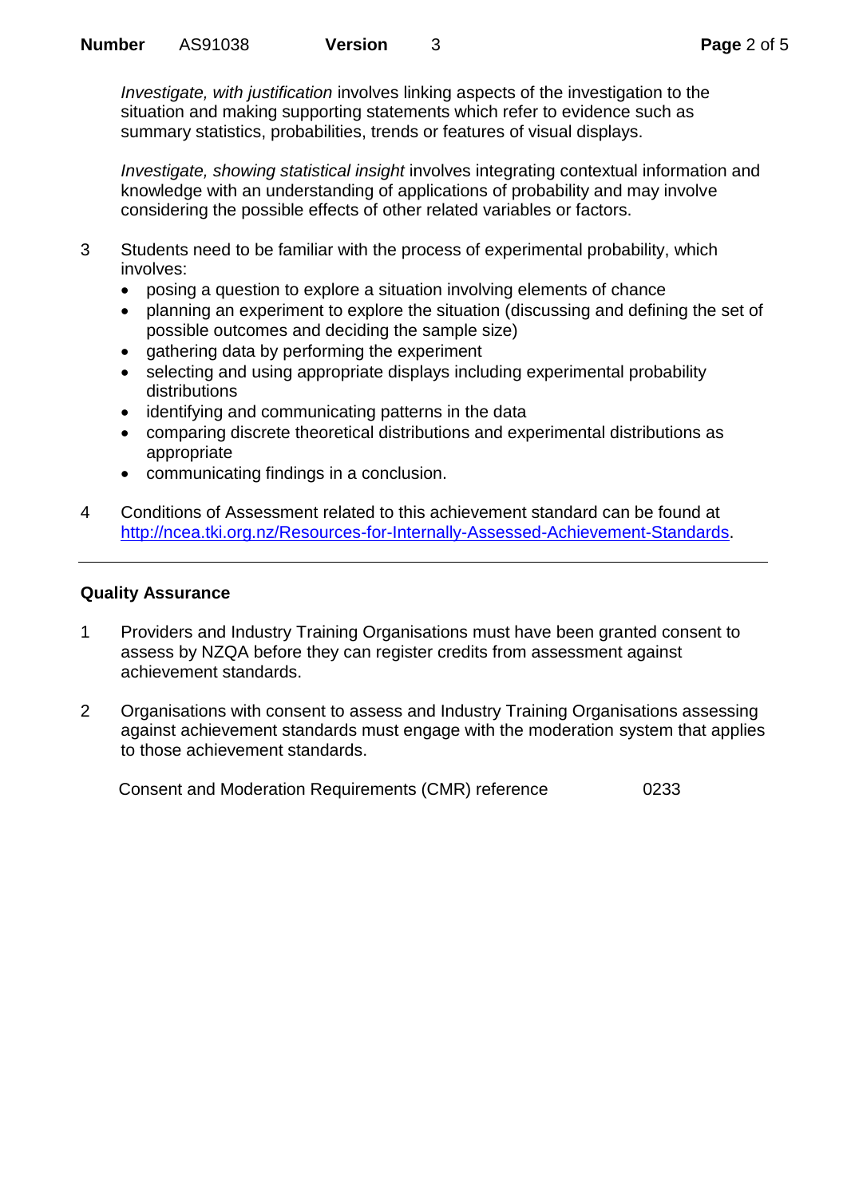*Investigate, with justification* involves linking aspects of the investigation to the situation and making supporting statements which refer to evidence such as summary statistics, probabilities, trends or features of visual displays.

*Investigate, showing statistical insight* involves integrating contextual information and knowledge with an understanding of applications of probability and may involve considering the possible effects of other related variables or factors.

3 Students need to be familiar with the process of experimental probability, which involves:

- posing a question to explore a situation involving elements of chance
- planning an experiment to explore the situation (discussing and defining the set of possible outcomes and deciding the sample size)
- gathering data by performing the experiment
- selecting and using appropriate displays including experimental probability distributions
- identifying and communicating patterns in the data
- comparing discrete theoretical distributions and experimental distributions as appropriate
- communicating findings in a conclusion.

4 Conditions of Assessment related to this achievement standard can be found at http://ncea.tki.org.nz/Resources-for-Internally-Assessed-Achievement-Standards.

---

## Quality Assurance

1 Providers and Industry Training Organisations must have been granted consent to assess by NZQA before they can register credits from assessment against achievement standards.

2 Organisations with consent to assess and Industry Training Organisations assessing against achievement standards must engage with the moderation system that applies to those achievement standards.

Consent and Moderation Requirements (CMR) reference 0233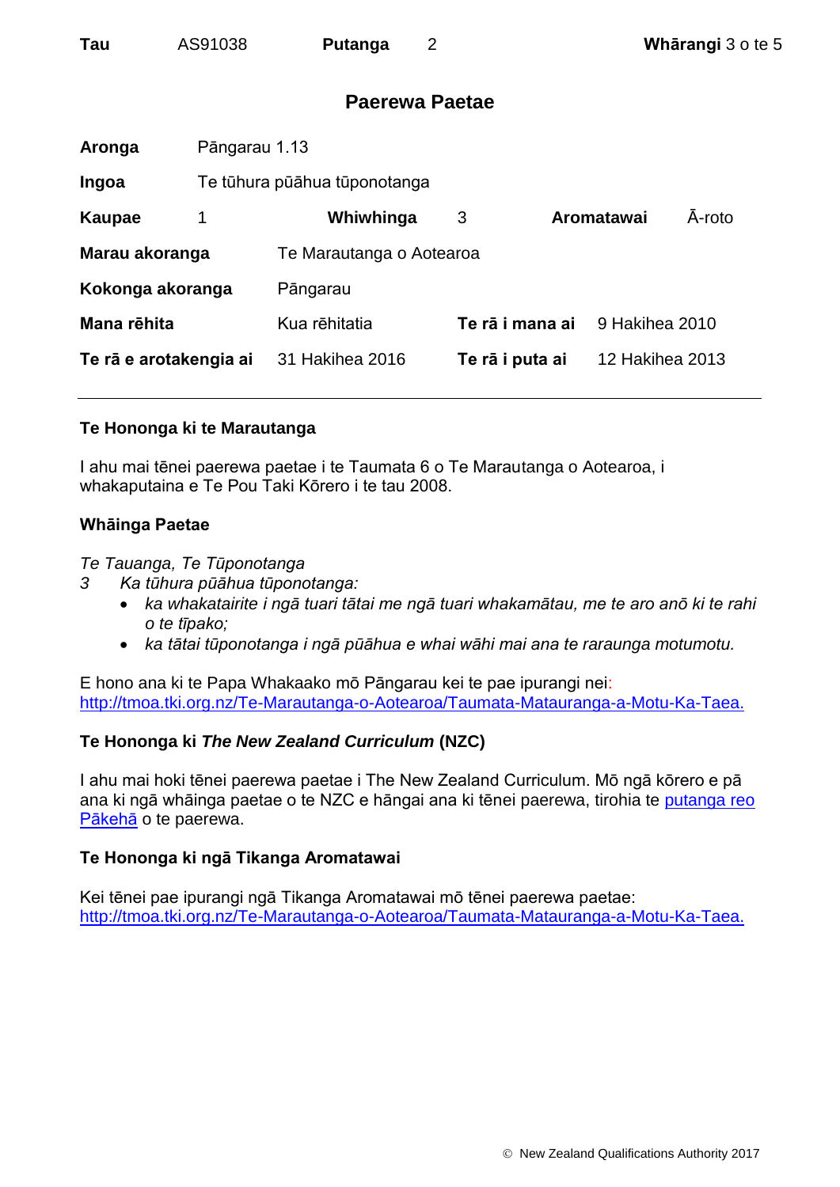## Paerewa Paetae

| | | | | | |
|---|---|---|---|---|---|
| **Aronga** | Pāngarau 1.13 | | | | |
| **Ingoa** | Te tūhura pūāhua tūponotanga | | | | |
| **Kaupae** | 1 | **Whiwhinga** | 3 | **Aromatawai** | Ā-roto |
| **Marau akoranga** | Te Marautanga o Aotearoa | | | | |
| **Kokonga akoranga** | Pāngarau | | | | |
| **Mana rēhita** | Kua rēhitatia | **Te rā i mana ai** | 9 Hakihea 2010 | | |
| **Te rā e arotakengia ai** | 31 Hakihea 2016 | **Te rā i puta ai** | 12 Hakihea 2013 | | |

---

### Te Hononga ki te Marautanga

I ahu mai tēnei paerewa paetae i te Taumata 6 o Te Marautanga o Aotearoa, i whakaputaina e Te Pou Taki Kōrero i te tau 2008.

### Whāinga Paetae

*Te Tauanga, Te Tūponotanga*

3 *Ka tūhura pūāhua tūponotanga:*
- *ka whakatairite i ngā tuari tātai me ngā tuari whakamātau, me te aro anō ki te rahi o te tīpako;*
- *ka tātai tūponotanga i ngā pūāhua e whai wāhi mai ana te raraunga motumotu.*

E hono ana ki te Papa Whakaako mō Pāngarau kei te pae ipurangi nei: [http://tmoa.tki.org.nz/Te-Marautanga-o-Aotearoa/Taumata-Matauranga-a-Motu-Ka-Taea.](http://tmoa.tki.org.nz/Te-Marautanga-o-Aotearoa/Taumata-Matauranga-a-Motu-Ka-Taea)

### Te Hononga ki *The New Zealand Curriculum* (NZC)

I ahu mai hoki tēnei paerewa paetae i The New Zealand Curriculum. Mō ngā kōrero e pā ana ki ngā whāinga paetae o te NZC e hāngai ana ki tēnei paerewa, tirohia te putanga reo Pākehā o te paerewa.

### Te Hononga ki ngā Tikanga Aromatawai

Kei tēnei pae ipurangi ngā Tikanga Aromatawai mō tēnei paerewa paetae: [http://tmoa.tki.org.nz/Te-Marautanga-o-Aotearoa/Taumata-Matauranga-a-Motu-Ka-Taea.](http://tmoa.tki.org.nz/Te-Marautanga-o-Aotearoa/Taumata-Matauranga-a-Motu-Ka-Taea)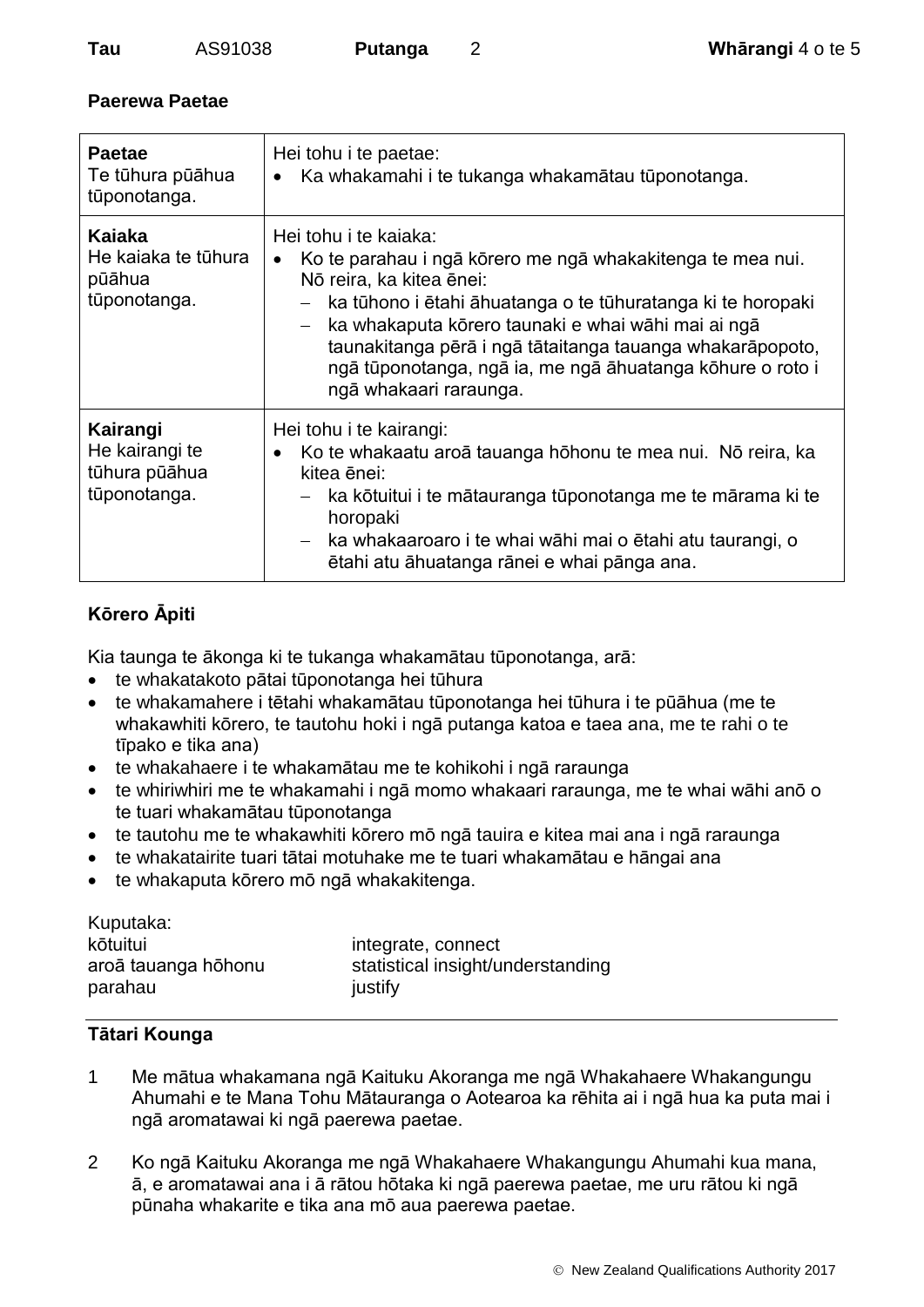**Paerewa Paetae**

| Paetae | |
|---|---|
| **Paetae**<br>Te tūhura pūāhua tūponotanga. | Hei tohu i te paetae:<br>• Ka whakamahi i te tukanga whakamātau tūponotanga. |
| **Kaiaka**<br>He kaiaka te tūhura pūāhua tūponotanga. | Hei tohu i te kaiaka:<br>• Ko te parahau i ngā kōrero me ngā whakakitenga te mea nui. Nō reira, ka kitea ēnei:<br>– ka tūhono i ētahi āhuatanga o te tūhuratanga ki te horopaki<br>– ka whakaputa kōrero taunaki e whai wāhi mai ai ngā taunakitanga pērā i ngā tātaitanga tauanga whakarāpopoto, ngā tūponotanga, ngā ia, me ngā āhuatanga kōhure o roto i ngā whakaari raraunga. |
| **Kairangi**<br>He kairangi te tūhura pūāhua tūponotanga. | Hei tohu i te kairangi:<br>• Ko te whakaatu aroā tauanga hōhonu te mea nui. Nō reira, ka kitea ēnei:<br>– ka kōtuitui i te mātauranga tūponotanga me te mārama ki te horopaki<br>– ka whakaaroaro i te whai wāhi mai o ētahi atu taurangi, o ētahi atu āhuatanga rānei e whai pānga ana. |

**Kōrero Āpiti**

Kia taunga te ākonga ki te tukanga whakamātau tūponotanga, arā:

- te whakatakoto pātai tūponotanga hei tūhura
- te whakamahere i tētahi whakamātau tūponotanga hei tūhura i te pūāhua (me te whakawhiti kōrero, te tautohu hoki i ngā putanga katoa e taea ana, me te rahi o te tīpako e tika ana)
- te whakahaere i te whakamātau me te kohikohi i ngā raraunga
- te whiriwhiri me te whakamahi i ngā momo whakaari raraunga, me te whai wāhi anō o te tuari whakamātau tūponotanga
- te tautohu me te whakawhiti kōrero mō ngā tauira e kitea mai ana i ngā raraunga
- te whakatairite tuari tātai motuhake me te tuari whakamātau e hāngai ana
- te whakaputa kōrero mō ngā whakakitenga.

Kuputaka:

| | |
|---|---|
| kōtuitui | integrate, connect |
| aroā tauanga hōhonu | statistical insight/understanding |
| parahau | justify |

**Tātari Kounga**

1. Me mātua whakamana ngā Kaituku Akoranga me ngā Whakahaere Whakangungu Ahumahi e te Mana Tohu Mātauranga o Aotearoa ka rēhita ai i ngā hua ka puta mai i ngā aromatawai ki ngā paerewa paetae.

2. Ko ngā Kaituku Akoranga me ngā Whakahaere Whakangungu Ahumahi kua mana, ā, e aromatawai ana i ā rātou hōtaka ki ngā paerewa paetae, me uru rātou ki ngā pūnaha whakarite e tika ana mō aua paerewa paetae.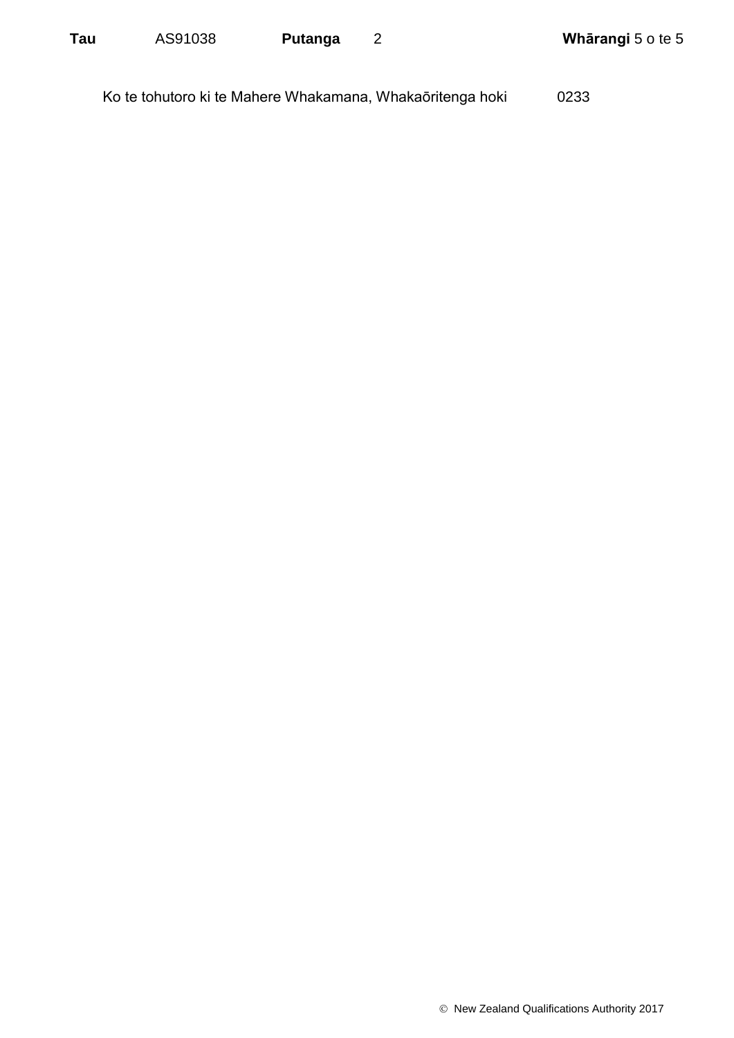Ko te tohutoro ki te Mahere Whakamana, Whakaōritenga hoki 0233